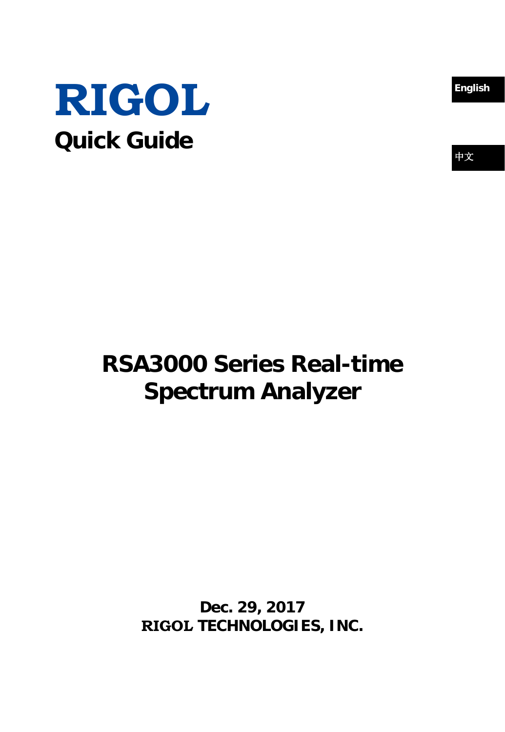# RIGOL

## Quick Guide

English

中文

# RSA3000 Series Real-time Spectrum Analyzer

**Dec. 29, 2017**

**RIGOL TECHNOLOGIES, INC.**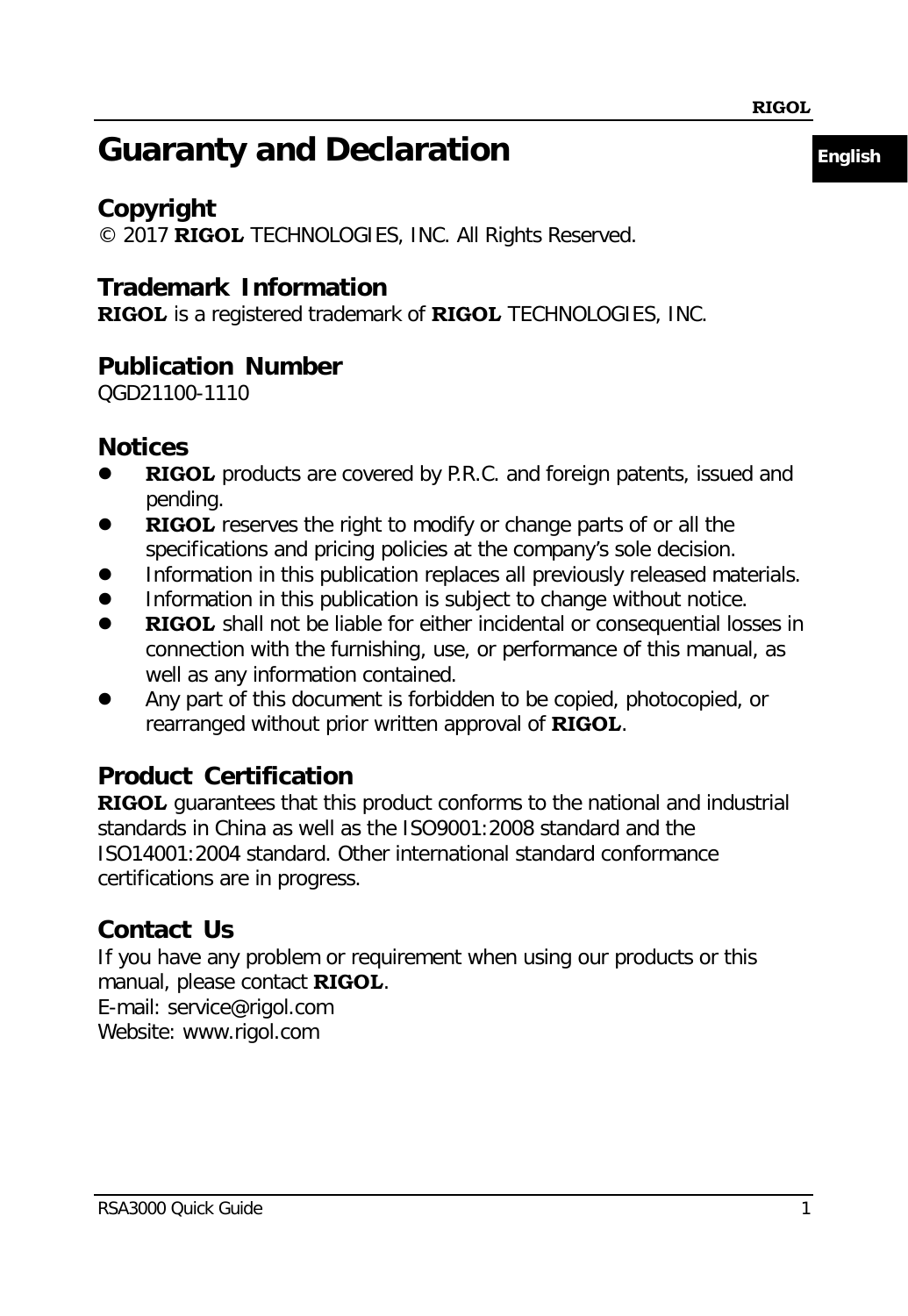# Guaranty and Declaration

## Copyright

© 2017 **RIGOL** TECHNOLOGIES, INC. All Rights Reserved.

## Trademark Information

**RIGOL** is a registered trademark of **RIGOL** TECHNOLOGIES, INC.

## Publication Number

QGD21100-1110

## Notices

- **RIGOL** products are covered by P.R.C. and foreign patents, issued and pending.
- **RIGOL** reserves the right to modify or change parts of or all the specifications and pricing policies at the company's sole decision.
- Information in this publication replaces all previously released materials.
- Information in this publication is subject to change without notice.
- **RIGOL** shall not be liable for either incidental or consequential losses in connection with the furnishing, use, or performance of this manual, as well as any information contained.
- Any part of this document is forbidden to be copied, photocopied, or rearranged without prior written approval of **RIGOL**.

## Product Certification

**RIGOL** guarantees that this product conforms to the national and industrial standards in China as well as the ISO9001:2008 standard and the ISO14001:2004 standard. Other international standard conformance certifications are in progress.

## Contact Us

If you have any problem or requirement when using our products or this manual, please contact **RIGOL**.

E-mail: service@rigol.com

Website: www.rigol.com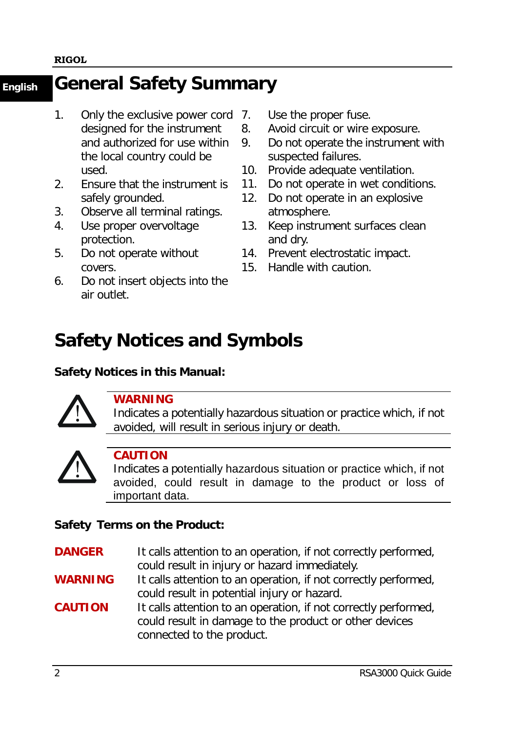# General Safety Summary

1. Only the exclusive power cord designed for the instrument and authorized for use within the local country could be used.
2. Ensure that the instrument is safely grounded.
3. Observe all terminal ratings.
4. Use proper overvoltage protection.
5. Do not operate without covers.
6. Do not insert objects into the air outlet.
7. Use the proper fuse.
8. Avoid circuit or wire exposure.
9. Do not operate the instrument with suspected failures.
10. Provide adequate ventilation.
11. Do not operate in wet conditions.
12. Do not operate in an explosive atmosphere.
13. Keep instrument surfaces clean and dry.
14. Prevent electrostatic impact.
15. Handle with caution.

# Safety Notices and Symbols

**Safety Notices in this Manual:**

**WARNING**
Indicates a potentially hazardous situation or practice which, if not avoided, will result in serious injury or death.

**CAUTION**
Indicates a potentially hazardous situation or practice which, if not avoided, could result in damage to the product or loss of important data.

**Safety Terms on the Product:**

**DANGER** It calls attention to an operation, if not correctly performed, could result in injury or hazard immediately.

**WARNING** It calls attention to an operation, if not correctly performed, could result in potential injury or hazard.

**CAUTION** It calls attention to an operation, if not correctly performed, could result in damage to the product or other devices connected to the product.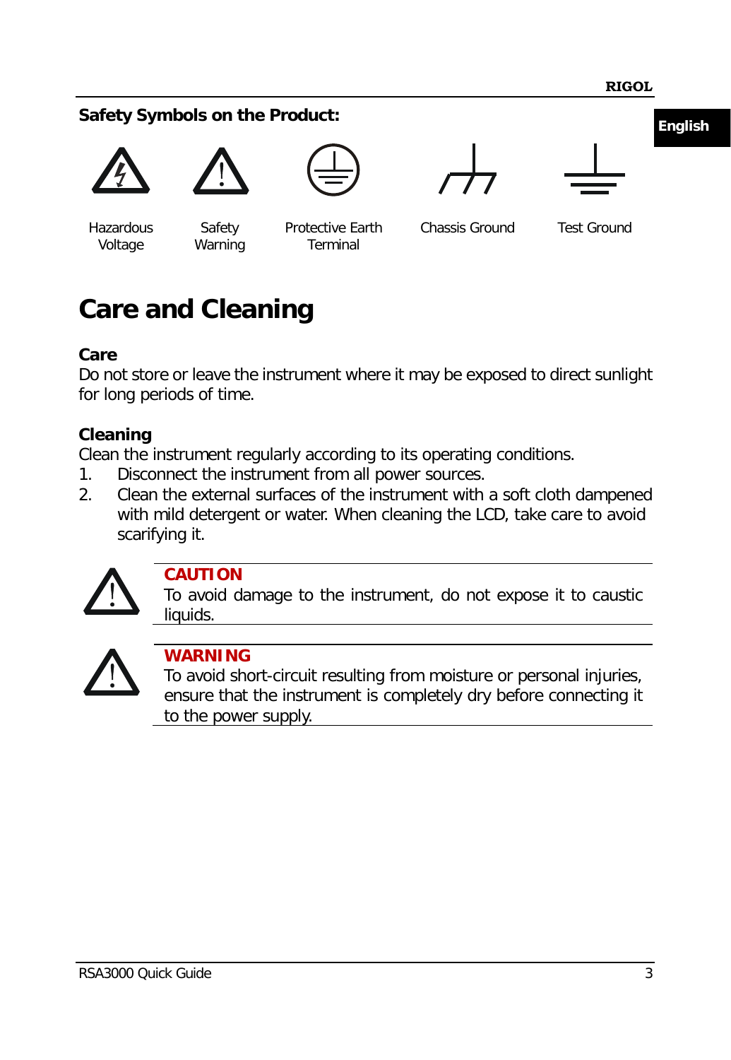**Safety Symbols on the Product:**

| Hazardous Voltage | Safety Warning | Protective Earth Terminal | Chassis Ground | Test Ground |
|---|---|---|---|---|

# Care and Cleaning

**Care**

Do not store or leave the instrument where it may be exposed to direct sunlight for long periods of time.

**Cleaning**

Clean the instrument regularly according to its operating conditions.

1. Disconnect the instrument from all power sources.
2. Clean the external surfaces of the instrument with a soft cloth dampened with mild detergent or water. When cleaning the LCD, take care to avoid scarifying it.

**CAUTION**

To avoid damage to the instrument, do not expose it to caustic liquids.

**WARNING**

To avoid short-circuit resulting from moisture or personal injuries, ensure that the instrument is completely dry before connecting it to the power supply.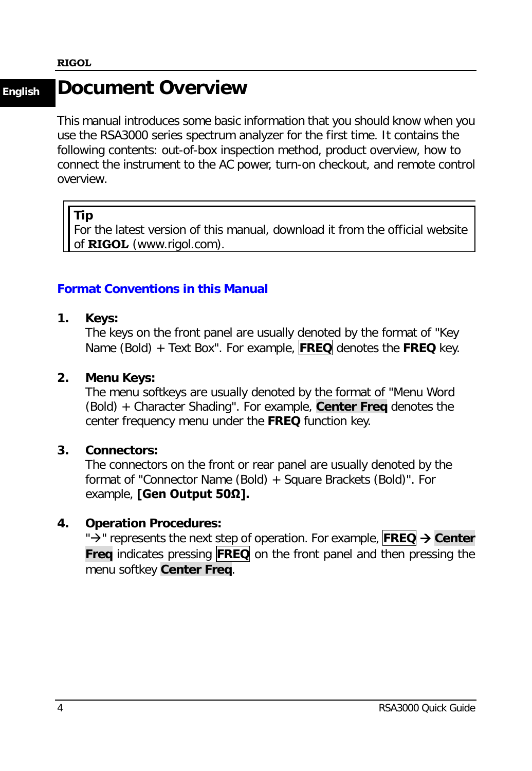# Document Overview

This manual introduces some basic information that you should know when you use the RSA3000 series spectrum analyzer for the first time. It contains the following contents: out-of-box inspection method, product overview, how to connect the instrument to the AC power, turn-on checkout, and remote control overview.

> **Tip**
> For the latest version of this manual, download it from the official website of **RIGOL** (www.rigol.com).

## Format Conventions in this Manual

1. **Keys:**
   The keys on the front panel are usually denoted by the format of "Key Name (Bold) + Text Box". For example, **FREQ** denotes the **FREQ** key.

2. **Menu Keys:**
   The menu softkeys are usually denoted by the format of "Menu Word (Bold) + Character Shading". For example, **Center Freq** denotes the center frequency menu under the **FREQ** function key.

3. **Connectors:**
   The connectors on the front or rear panel are usually denoted by the format of "Connector Name (Bold) + Square Brackets (Bold)". For example, **[Gen Output 50Ω].**

4. **Operation Procedures:**
   "→" represents the next step of operation. For example, **FREQ** → **Center Freq** indicates pressing **FREQ** on the front panel and then pressing the menu softkey **Center Freq**.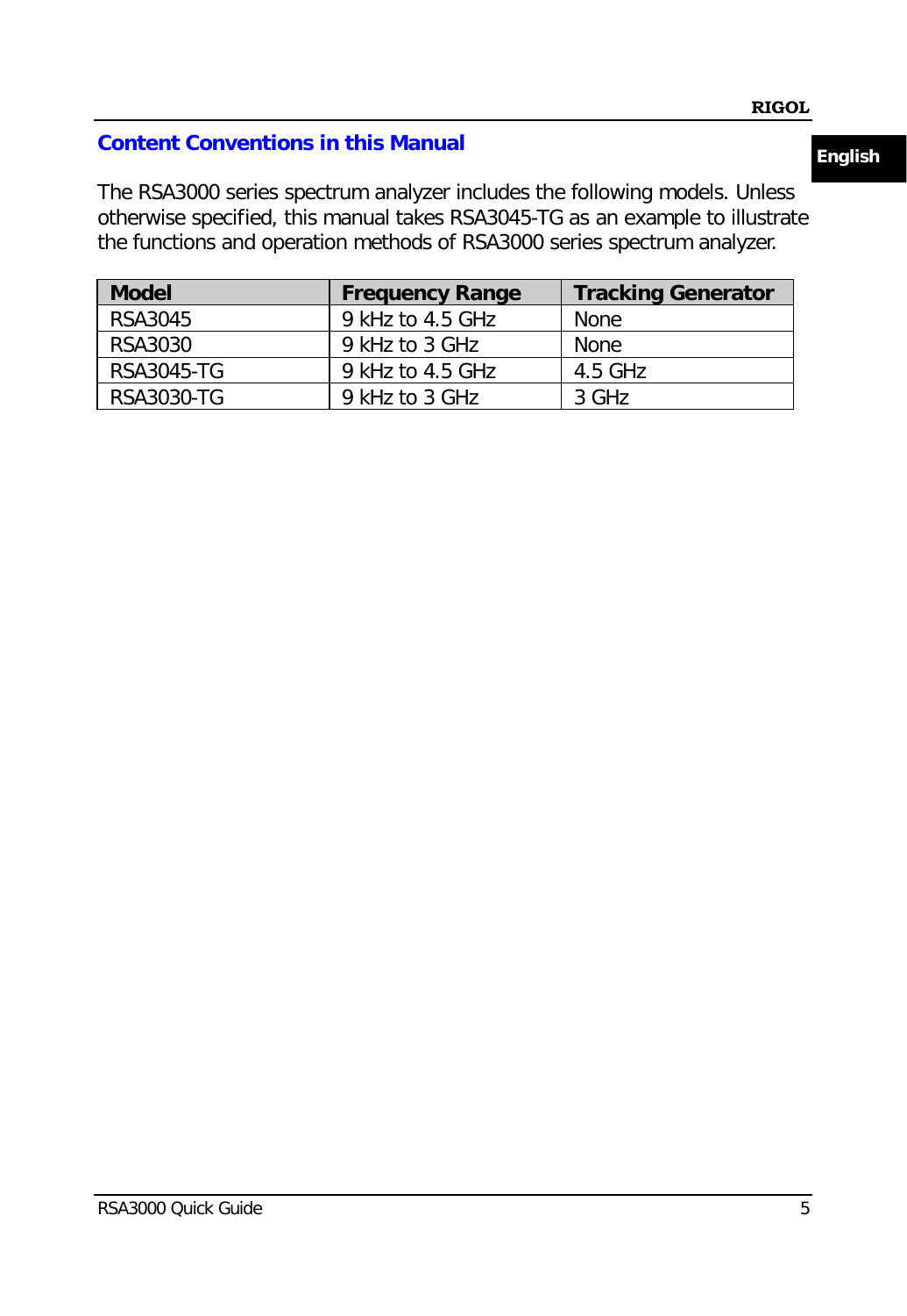## Content Conventions in this Manual

The RSA3000 series spectrum analyzer includes the following models. Unless otherwise specified, this manual takes RSA3045-TG as an example to illustrate the functions and operation methods of RSA3000 series spectrum analyzer.

| Model | Frequency Range | Tracking Generator |
| --- | --- | --- |
| RSA3045 | 9 kHz to 4.5 GHz | None |
| RSA3030 | 9 kHz to 3 GHz | None |
| RSA3045-TG | 9 kHz to 4.5 GHz | 4.5 GHz |
| RSA3030-TG | 9 kHz to 3 GHz | 3 GHz |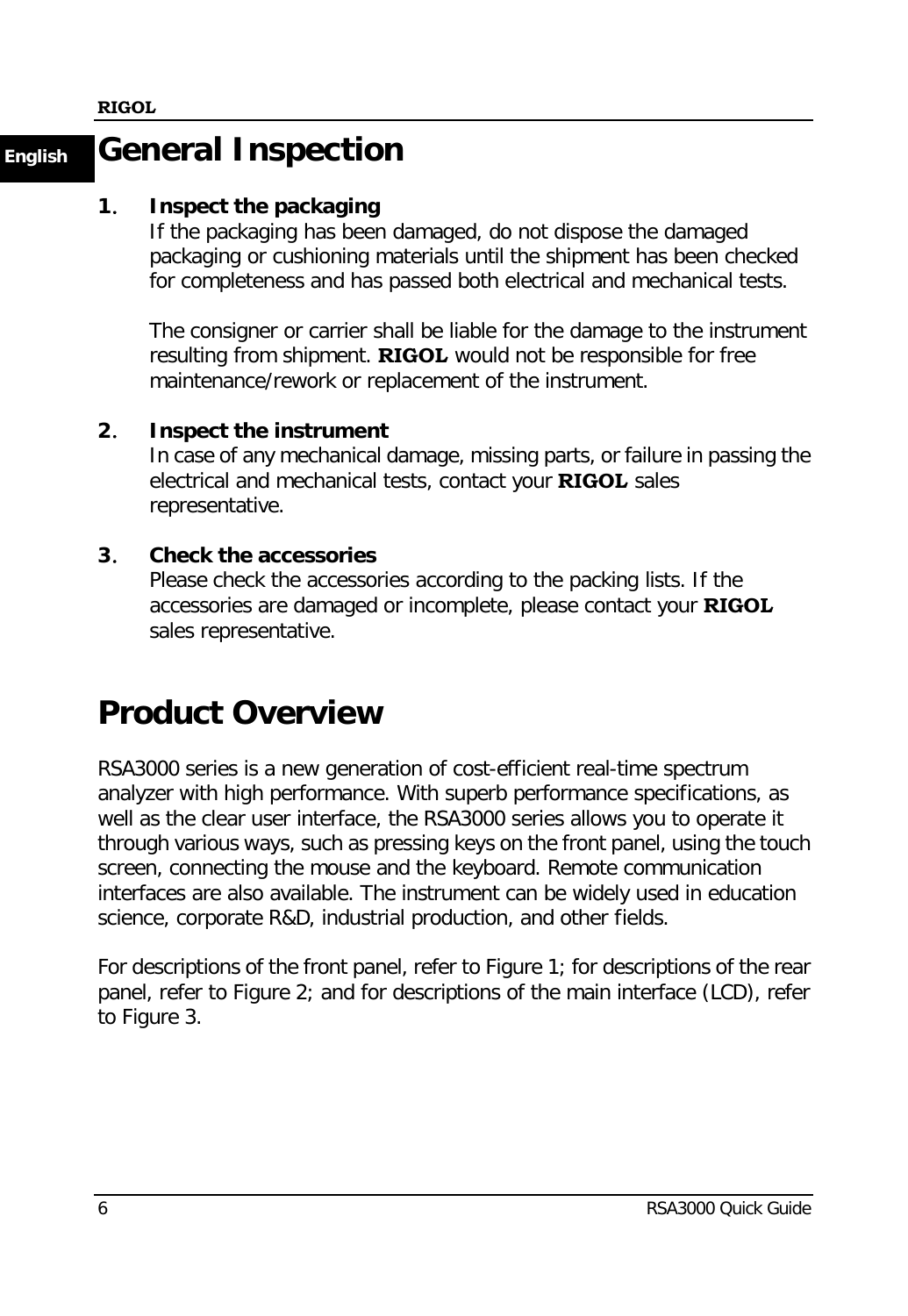# General Inspection

1. **Inspect the packaging**
   If the packaging has been damaged, do not dispose the damaged packaging or cushioning materials until the shipment has been checked for completeness and has passed both electrical and mechanical tests.

   The consigner or carrier shall be liable for the damage to the instrument resulting from shipment. **RIGOL** would not be responsible for free maintenance/rework or replacement of the instrument.

2. **Inspect the instrument**
   In case of any mechanical damage, missing parts, or failure in passing the electrical and mechanical tests, contact your **RIGOL** sales representative.

3. **Check the accessories**
   Please check the accessories according to the packing lists. If the accessories are damaged or incomplete, please contact your **RIGOL** sales representative.

# Product Overview

RSA3000 series is a new generation of cost-efficient real-time spectrum analyzer with high performance. With superb performance specifications, as well as the clear user interface, the RSA3000 series allows you to operate it through various ways, such as pressing keys on the front panel, using the touch screen, connecting the mouse and the keyboard. Remote communication interfaces are also available. The instrument can be widely used in education science, corporate R&D, industrial production, and other fields.

For descriptions of the front panel, refer to Figure 1; for descriptions of the rear panel, refer to Figure 2; and for descriptions of the main interface (LCD), refer to Figure 3.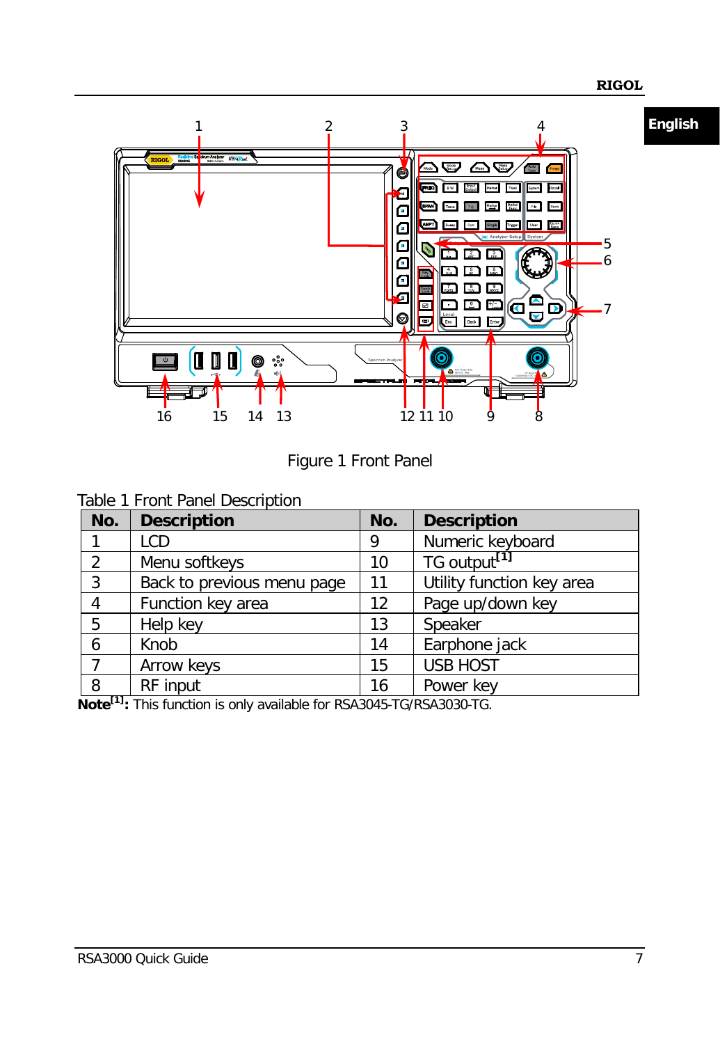Figure 1 Front Panel

Table 1 Front Panel Description

| No. | Description | No. | Description |
|---|---|---|---|
| 1 | LCD | 9 | Numeric keyboard |
| 2 | Menu softkeys | 10 | TG output[1] |
| 3 | Back to previous menu page | 11 | Utility function key area |
| 4 | Function key area | 12 | Page up/down key |
| 5 | Help key | 13 | Speaker |
| 6 | Knob | 14 | Earphone jack |
| 7 | Arrow keys | 15 | USB HOST |
| 8 | RF input | 16 | Power key |

**Note[1]:** This function is only available for RSA3045-TG/RSA3030-TG.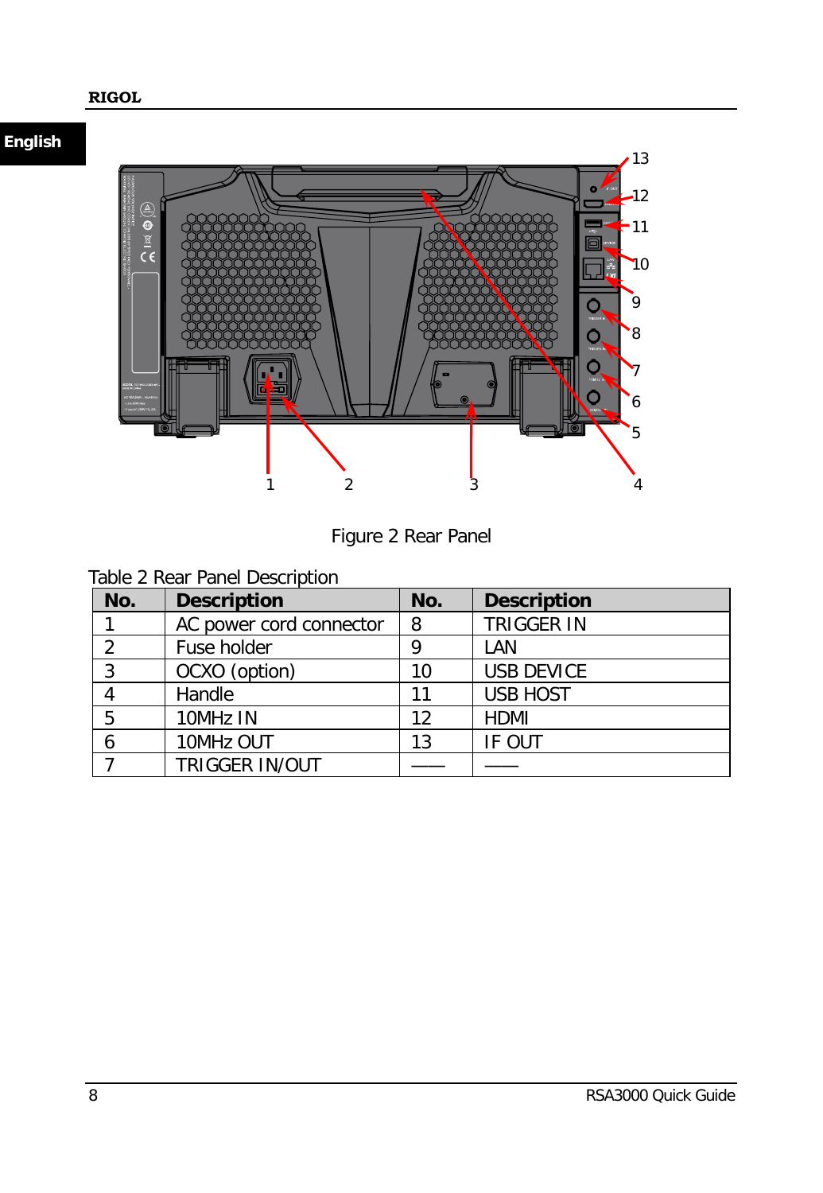Figure 2 Rear Panel

Table 2 Rear Panel Description

| No. | Description | No. | Description |
|---|---|---|---|
| 1 | AC power cord connector | 8 | TRIGGER IN |
| 2 | Fuse holder | 9 | LAN |
| 3 | OCXO (option) | 10 | USB DEVICE |
| 4 | Handle | 11 | USB HOST |
| 5 | 10MHz IN | 12 | HDMI |
| 6 | 10MHz OUT | 13 | IF OUT |
| 7 | TRIGGER IN/OUT | —— | —— |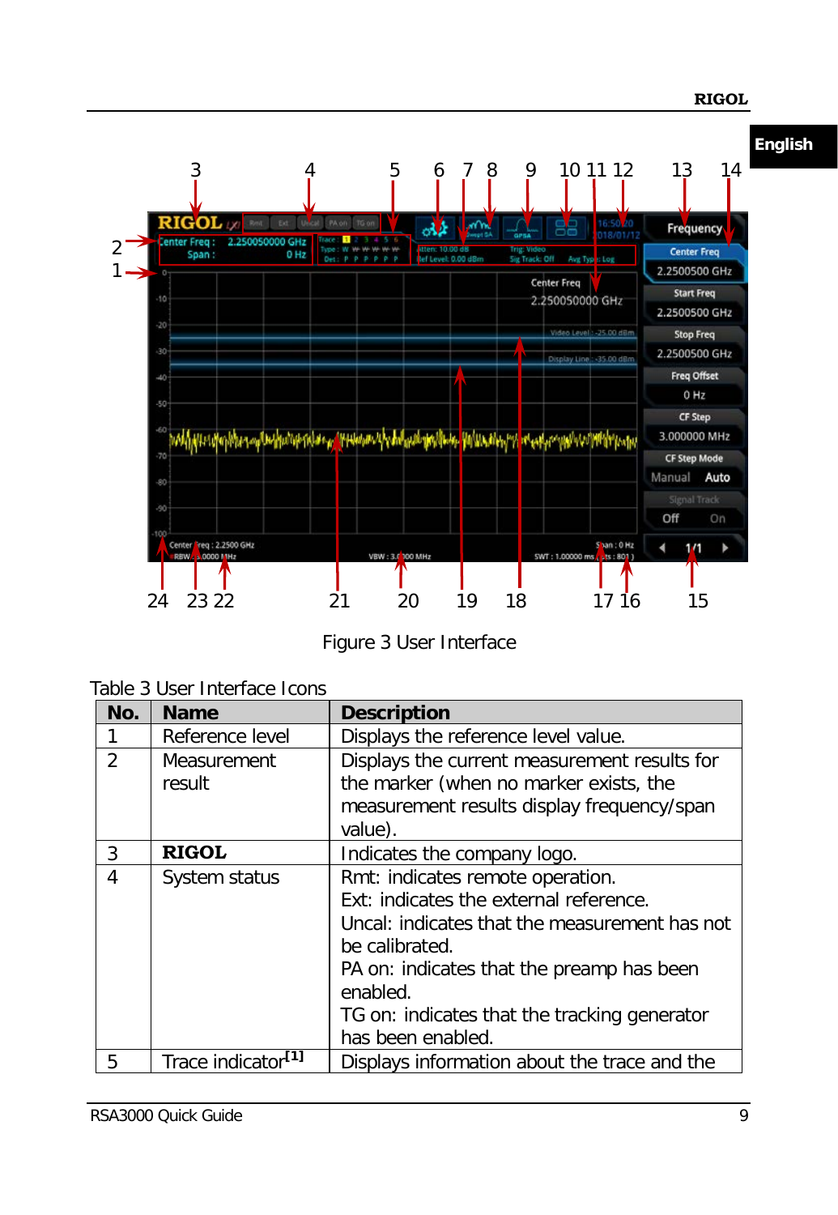Figure 3 User Interface

Table 3 User Interface Icons

| No. | Name | Description |
|---|---|---|
| 1 | Reference level | Displays the reference level value. |
| 2 | Measurement result | Displays the current measurement results for the marker (when no marker exists, the measurement results display frequency/span value). |
| 3 | **RIGOL** | Indicates the company logo. |
| 4 | System status | Rmt: indicates remote operation.<br>Ext: indicates the external reference.<br>Uncal: indicates that the measurement has not be calibrated.<br>PA on: indicates that the preamp has been enabled.<br>TG on: indicates that the tracking generator has been enabled. |
| 5 | Trace indicator[1] | Displays information about the trace and the |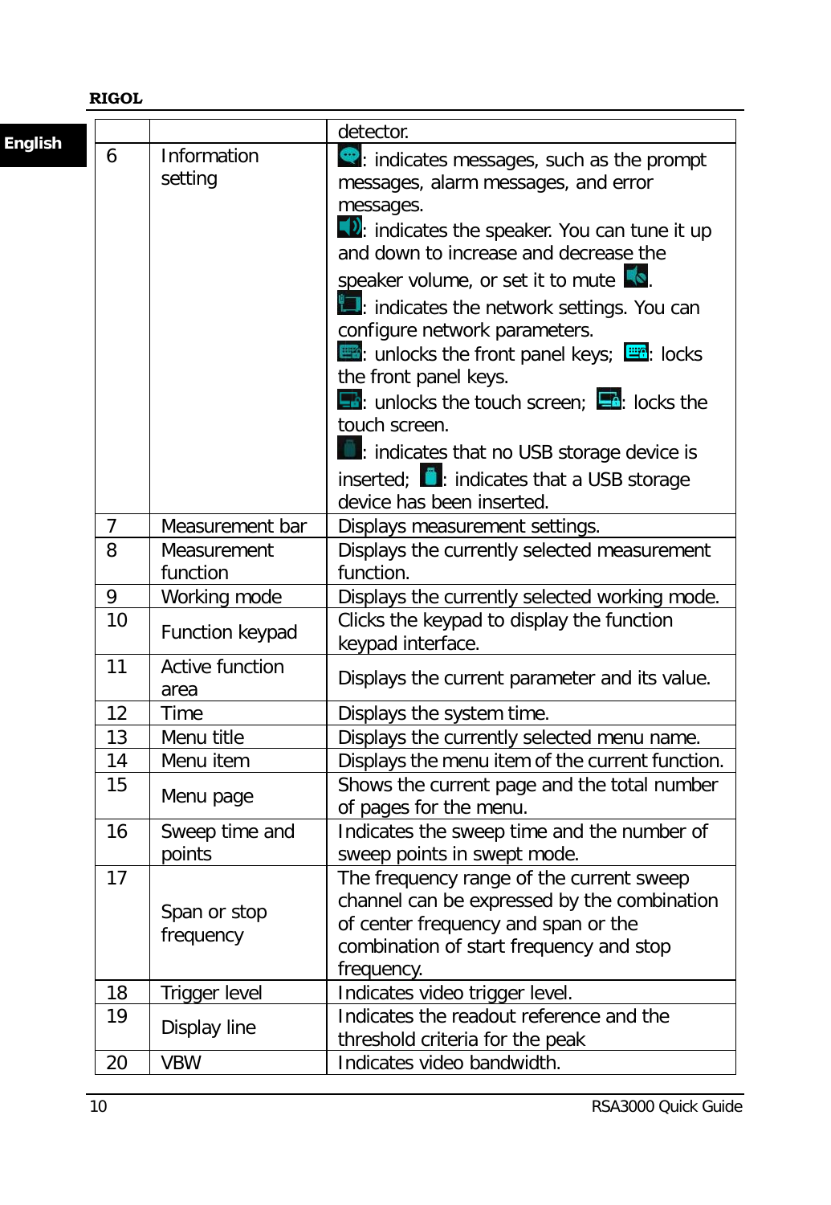| | | |
|---|---|---|
| | | detector. |
| 6 | Information setting | : indicates messages, such as the prompt messages, alarm messages, and error messages.<br>: indicates the speaker. You can tune it up and down to increase and decrease the speaker volume, or set it to mute .<br>: indicates the network settings. You can configure network parameters.<br>: unlocks the front panel keys; : locks the front panel keys.<br>: unlocks the touch screen; : locks the touch screen.<br>: indicates that no USB storage device is inserted; : indicates that a USB storage device has been inserted. |
| 7 | Measurement bar | Displays measurement settings. |
| 8 | Measurement function | Displays the currently selected measurement function. |
| 9 | Working mode | Displays the currently selected working mode. |
| 10 | Function keypad | Clicks the keypad to display the function keypad interface. |
| 11 | Active function area | Displays the current parameter and its value. |
| 12 | Time | Displays the system time. |
| 13 | Menu title | Displays the currently selected menu name. |
| 14 | Menu item | Displays the menu item of the current function. |
| 15 | Menu page | Shows the current page and the total number of pages for the menu. |
| 16 | Sweep time and points | Indicates the sweep time and the number of sweep points in swept mode. |
| 17 | Span or stop frequency | The frequency range of the current sweep channel can be expressed by the combination of center frequency and span or the combination of start frequency and stop frequency. |
| 18 | Trigger level | Indicates video trigger level. |
| 19 | Display line | Indicates the readout reference and the threshold criteria for the peak |
| 20 | VBW | Indicates video bandwidth. |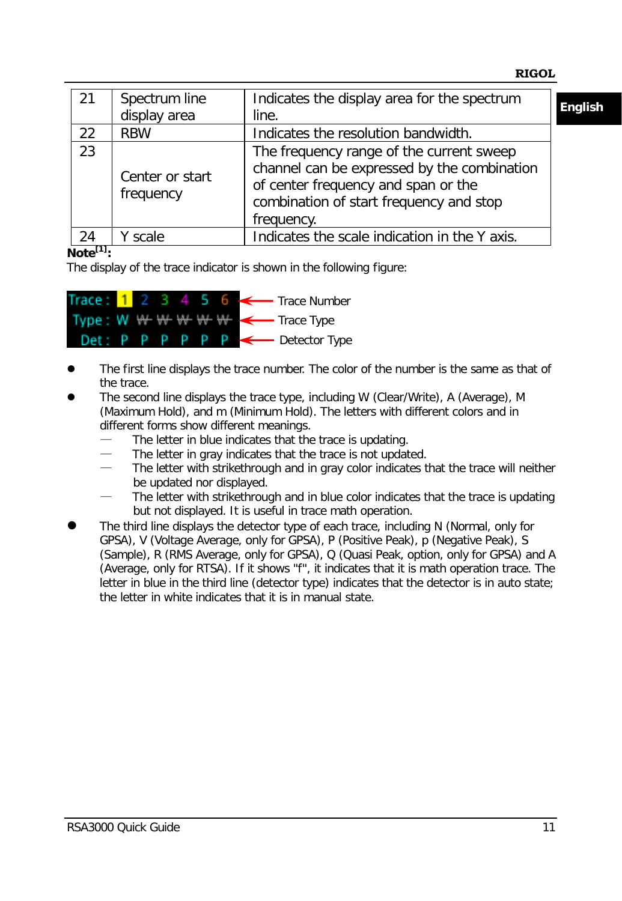| 21 | Spectrum line display area | Indicates the display area for the spectrum line. |
|---|---|---|
| 22 | RBW | Indicates the resolution bandwidth. |
| 23 | Center or start frequency | The frequency range of the current sweep channel can be expressed by the combination of center frequency and span or the combination of start frequency and stop frequency. |
| 24 | Y scale | Indicates the scale indication in the Y axis. |

**Note[1]:**

The display of the trace indicator is shown in the following figure:

Trace Number

Trace Type

Detector Type

- The first line displays the trace number. The color of the number is the same as that of the trace.
- The second line displays the trace type, including W (Clear/Write), A (Average), M (Maximum Hold), and m (Minimum Hold). The letters with different colors and in different forms show different meanings.
  - The letter in blue indicates that the trace is updating.
  - The letter in gray indicates that the trace is not updated.
  - The letter with strikethrough and in gray color indicates that the trace will neither be updated nor displayed.
  - The letter with strikethrough and in blue color indicates that the trace is updating but not displayed. It is useful in trace math operation.
- The third line displays the detector type of each trace, including N (Normal, only for GPSA), V (Voltage Average, only for GPSA), P (Positive Peak), p (Negative Peak), S (Sample), R (RMS Average, only for GPSA), Q (Quasi Peak, option, only for GPSA) and A (Average, only for RTSA). If it shows "f", it indicates that it is math operation trace. The letter in blue in the third line (detector type) indicates that the detector is in auto state; the letter in white indicates that it is in manual state.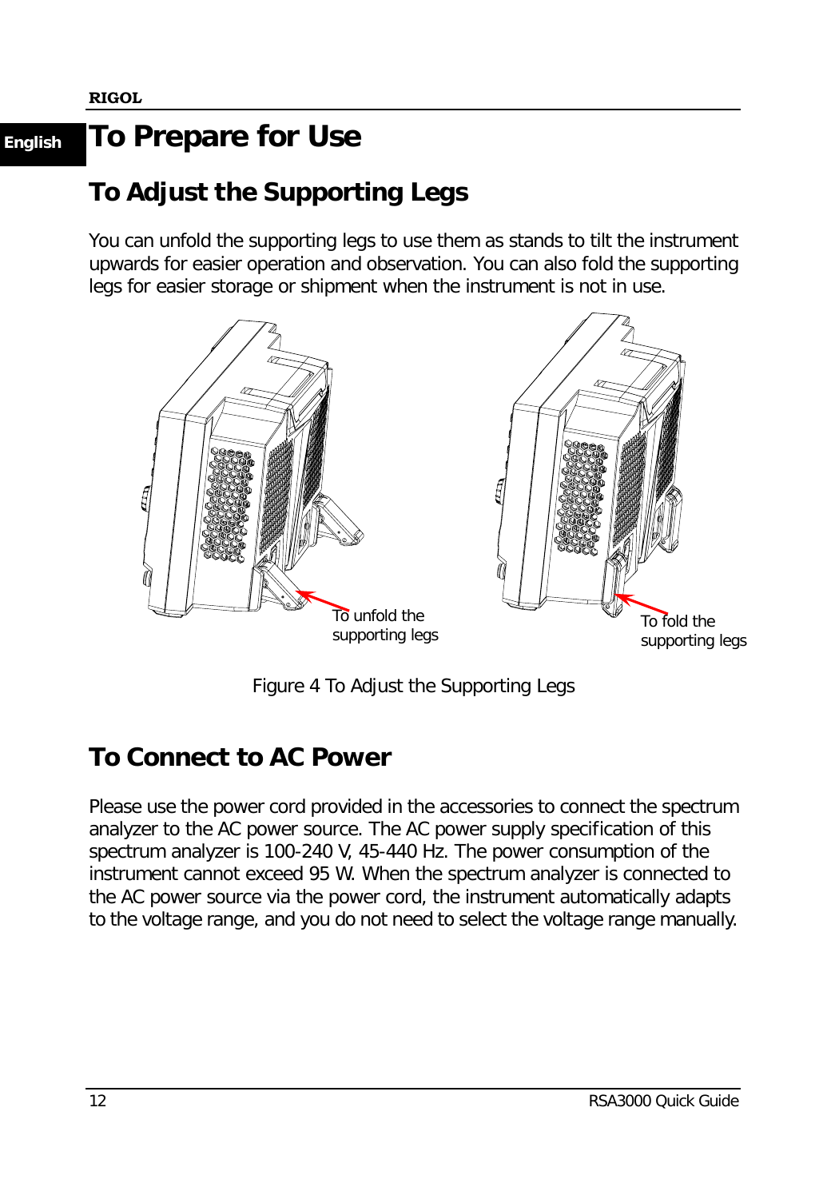# To Prepare for Use

## To Adjust the Supporting Legs

You can unfold the supporting legs to use them as stands to tilt the instrument upwards for easier operation and observation. You can also fold the supporting legs for easier storage or shipment when the instrument is not in use.

To unfold the supporting legs

To fold the supporting legs

Figure 4 To Adjust the Supporting Legs

## To Connect to AC Power

Please use the power cord provided in the accessories to connect the spectrum analyzer to the AC power source. The AC power supply specification of this spectrum analyzer is 100-240 V, 45-440 Hz. The power consumption of the instrument cannot exceed 95 W. When the spectrum analyzer is connected to the AC power source via the power cord, the instrument automatically adapts to the voltage range, and you do not need to select the voltage range manually.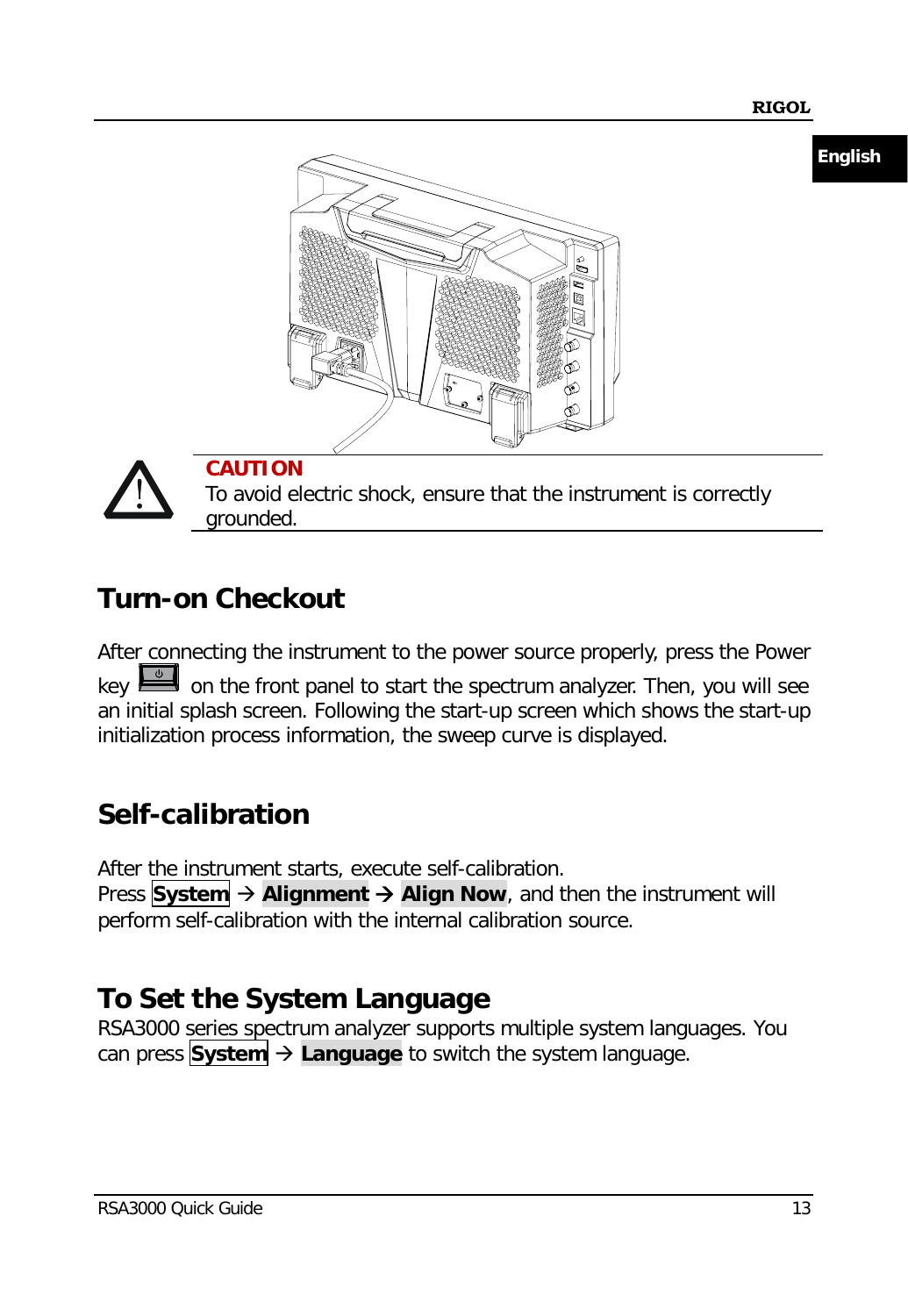**CAUTION**

To avoid electric shock, ensure that the instrument is correctly grounded.

## Turn-on Checkout

After connecting the instrument to the power source properly, press the Power key on the front panel to start the spectrum analyzer. Then, you will see an initial splash screen. Following the start-up screen which shows the start-up initialization process information, the sweep curve is displayed.

## Self-calibration

After the instrument starts, execute self-calibration.
Press **System** → **Alignment** → **Align Now**, and then the instrument will perform self-calibration with the internal calibration source.

## To Set the System Language

RSA3000 series spectrum analyzer supports multiple system languages. You can press **System** → **Language** to switch the system language.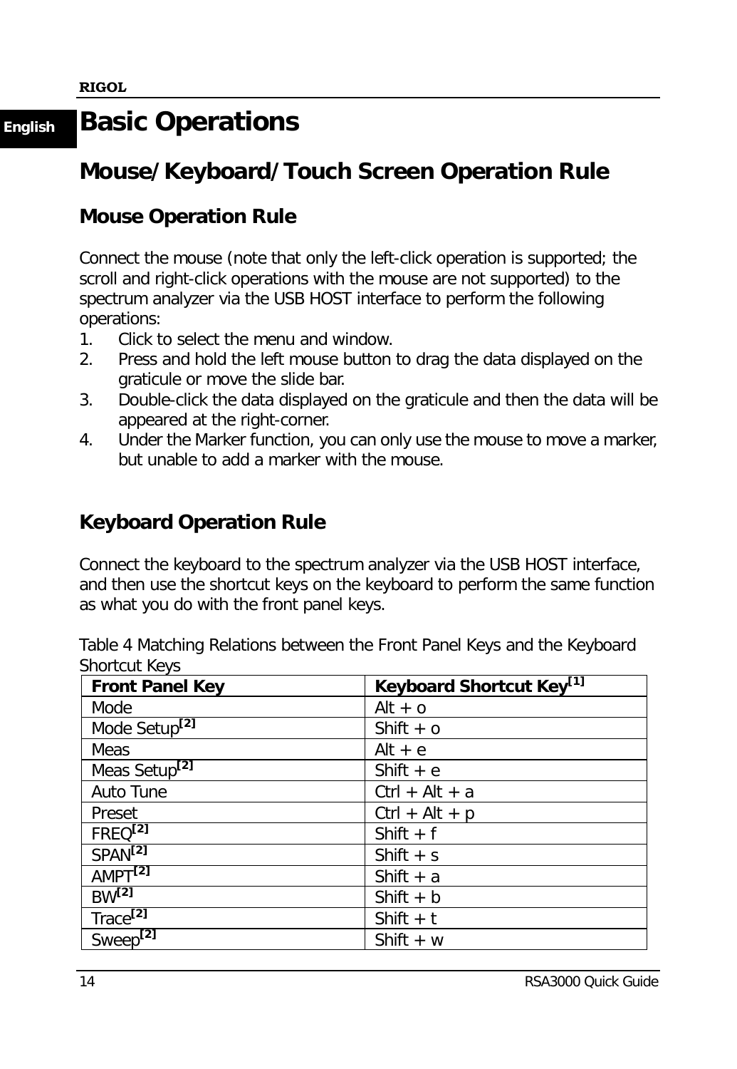# Basic Operations

## Mouse/Keyboard/Touch Screen Operation Rule

### Mouse Operation Rule

Connect the mouse (note that only the left-click operation is supported; the scroll and right-click operations with the mouse are not supported) to the spectrum analyzer via the USB HOST interface to perform the following operations:

1. Click to select the menu and window.
2. Press and hold the left mouse button to drag the data displayed on the graticule or move the slide bar.
3. Double-click the data displayed on the graticule and then the data will be appeared at the right-corner.
4. Under the Marker function, you can only use the mouse to move a marker, but unable to add a marker with the mouse.

### Keyboard Operation Rule

Connect the keyboard to the spectrum analyzer via the USB HOST interface, and then use the shortcut keys on the keyboard to perform the same function as what you do with the front panel keys.

Table 4 Matching Relations between the Front Panel Keys and the Keyboard Shortcut Keys

| Front Panel Key | Keyboard Shortcut Key[1] |
|---|---|
| Mode | Alt + o |
| Mode Setup[2] | Shift + o |
| Meas | Alt + e |
| Meas Setup[2] | Shift + e |
| Auto Tune | Ctrl + Alt + a |
| Preset | Ctrl + Alt + p |
| FREQ[2] | Shift + f |
| SPAN[2] | Shift + s |
| AMPT[2] | Shift + a |
| BW[2] | Shift + b |
| Trace[2] | Shift + t |
| Sweep[2] | Shift + w |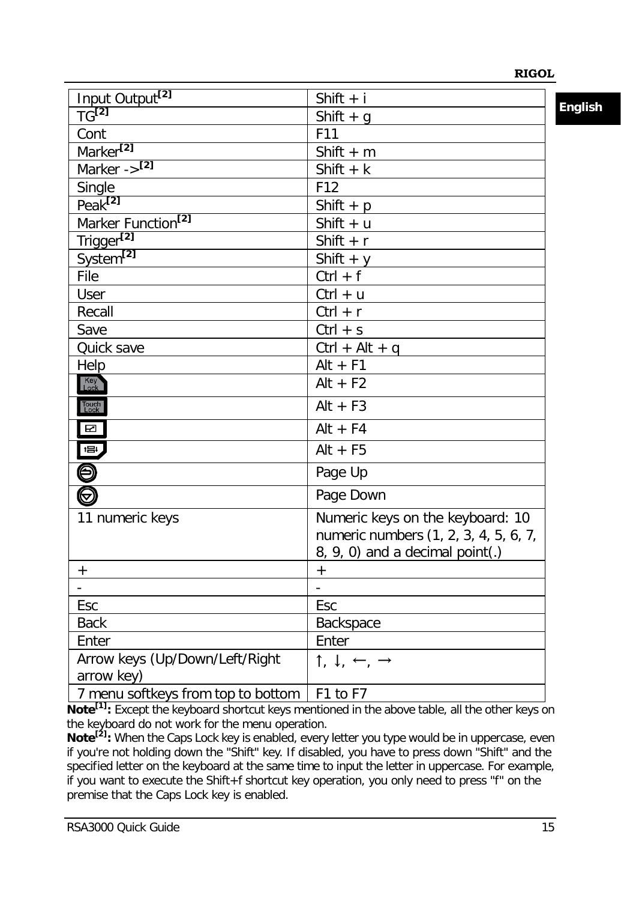| | |
|---|---|
| Input Output[2] | Shift + i |
| TG[2] | Shift + g |
| Cont | F11 |
| Marker[2] | Shift + m |
| Marker ->[2] | Shift + k |
| Single | F12 |
| Peak[2] | Shift + p |
| Marker Function[2] | Shift + u |
| Trigger[2] | Shift + r |
| System[2] | Shift + y |
| File | Ctrl + f |
| User | Ctrl + u |
| Recall | Ctrl + r |
| Save | Ctrl + s |
| Quick save | Ctrl + Alt + q |
| Help | Alt + F1 |
| Key Lock | Alt + F2 |
| Touch Lock | Alt + F3 |
| | Alt + F4 |
| | Alt + F5 |
| | Page Up |
| | Page Down |
| 11 numeric keys | Numeric keys on the keyboard: 10 numeric numbers (1, 2, 3, 4, 5, 6, 7, 8, 9, 0) and a decimal point(.) |
| + | + |
| - | - |
| Esc | Esc |
| Back | Backspace |
| Enter | Enter |
| Arrow keys (Up/Down/Left/Right arrow key) | ↑, ↓, ←, → |
| 7 menu softkeys from top to bottom | F1 to F7 |

**Note[1]:** Except the keyboard shortcut keys mentioned in the above table, all the other keys on the keyboard do not work for the menu operation.

**Note[2]:** When the Caps Lock key is enabled, every letter you type would be in uppercase, even if you're not holding down the "Shift" key. If disabled, you have to press down "Shift" and the specified letter on the keyboard at the same time to input the letter in uppercase. For example, if you want to execute the Shift+f shortcut key operation, you only need to press "f" on the premise that the Caps Lock key is enabled.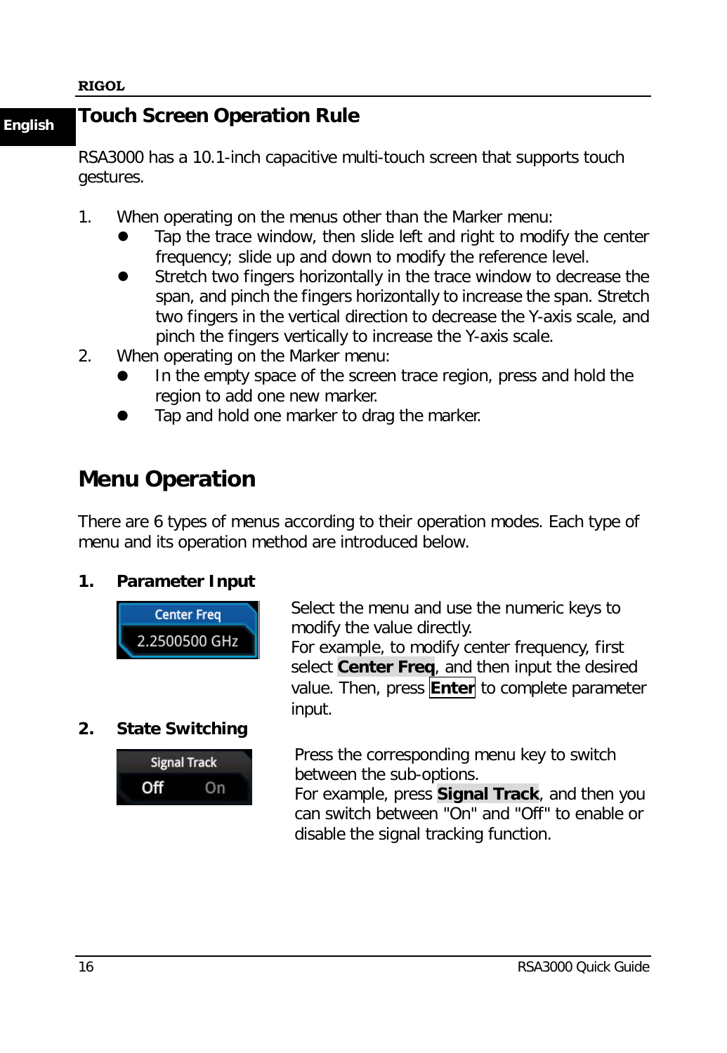## Touch Screen Operation Rule

RSA3000 has a 10.1-inch capacitive multi-touch screen that supports touch gestures.

1. When operating on the menus other than the Marker menu:
   - Tap the trace window, then slide left and right to modify the center frequency; slide up and down to modify the reference level.
   - Stretch two fingers horizontally in the trace window to decrease the span, and pinch the fingers horizontally to increase the span. Stretch two fingers in the vertical direction to decrease the Y-axis scale, and pinch the fingers vertically to increase the Y-axis scale.
2. When operating on the Marker menu:
   - In the empty space of the screen trace region, press and hold the region to add one new marker.
   - Tap and hold one marker to drag the marker.

## Menu Operation

There are 6 types of menus according to their operation modes. Each type of menu and its operation method are introduced below.

**1. Parameter Input**

Center Freq
2.2500500 GHz

Select the menu and use the numeric keys to modify the value directly.
For example, to modify center frequency, first select **Center Freq**, and then input the desired value. Then, press **Enter** to complete parameter input.

**2. State Switching**

Signal Track
Off On

Press the corresponding menu key to switch between the sub-options.
For example, press **Signal Track**, and then you can switch between "On" and "Off" to enable or disable the signal tracking function.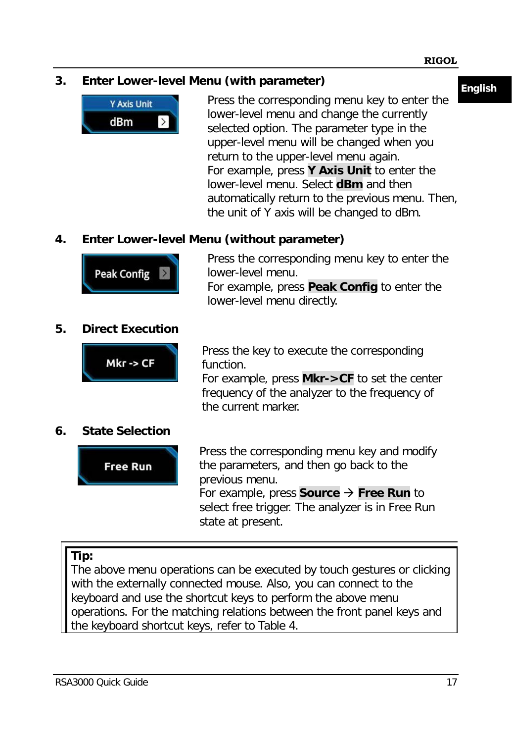### 3. Enter Lower-level Menu (with parameter)

Y Axis Unit
dBm

Press the corresponding menu key to enter the lower-level menu and change the currently selected option. The parameter type in the upper-level menu will be changed when you return to the upper-level menu again.
For example, press **Y Axis Unit** to enter the lower-level menu. Select **dBm** and then automatically return to the previous menu. Then, the unit of Y axis will be changed to dBm.

### 4. Enter Lower-level Menu (without parameter)

Peak Config

Press the corresponding menu key to enter the lower-level menu.
For example, press **Peak Config** to enter the lower-level menu directly.

### 5. Direct Execution

Mkr -> CF

Press the key to execute the corresponding function.
For example, press **Mkr->CF** to set the center frequency of the analyzer to the frequency of the current marker.

### 6. State Selection

Free Run

Press the corresponding menu key and modify the parameters, and then go back to the previous menu.
For example, press **Source** → **Free Run** to select free trigger. The analyzer is in Free Run state at present.

> **Tip:**
> The above menu operations can be executed by touch gestures or clicking with the externally connected mouse. Also, you can connect to the keyboard and use the shortcut keys to perform the above menu operations. For the matching relations between the front panel keys and the keyboard shortcut keys, refer to Table 4.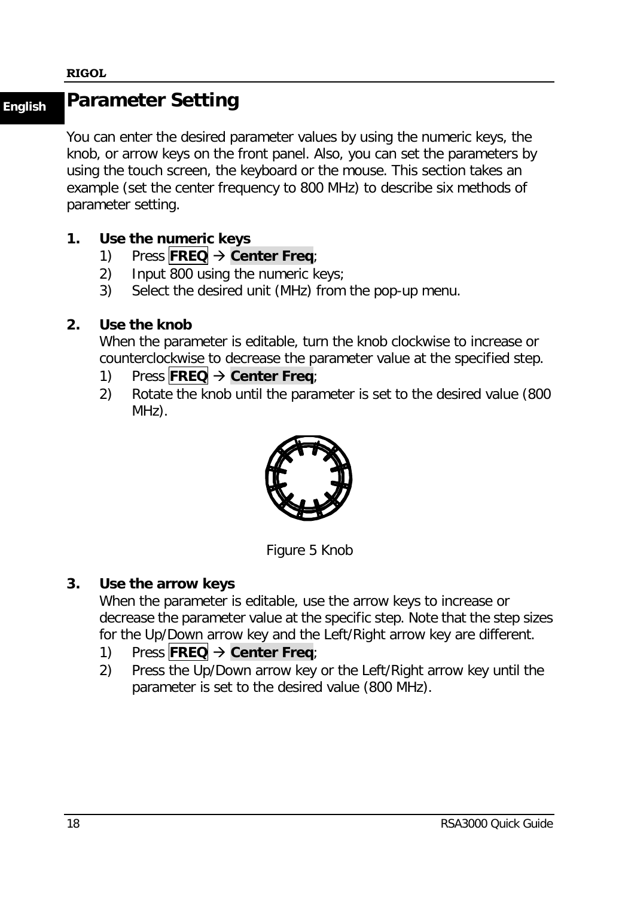## Parameter Setting

You can enter the desired parameter values by using the numeric keys, the knob, or arrow keys on the front panel. Also, you can set the parameters by using the touch screen, the keyboard or the mouse. This section takes an example (set the center frequency to 800 MHz) to describe six methods of parameter setting.

1. **Use the numeric keys**
   1) Press **FREQ** → **Center Freq**;
   2) Input 800 using the numeric keys;
   3) Select the desired unit (MHz) from the pop-up menu.

2. **Use the knob**
   When the parameter is editable, turn the knob clockwise to increase or counterclockwise to decrease the parameter value at the specified step.
   1) Press **FREQ** → **Center Freq**;
   2) Rotate the knob until the parameter is set to the desired value (800 MHz).

Figure 5 Knob

3. **Use the arrow keys**
   When the parameter is editable, use the arrow keys to increase or decrease the parameter value at the specific step. Note that the step sizes for the Up/Down arrow key and the Left/Right arrow key are different.
   1) Press **FREQ** → **Center Freq**;
   2) Press the Up/Down arrow key or the Left/Right arrow key until the parameter is set to the desired value (800 MHz).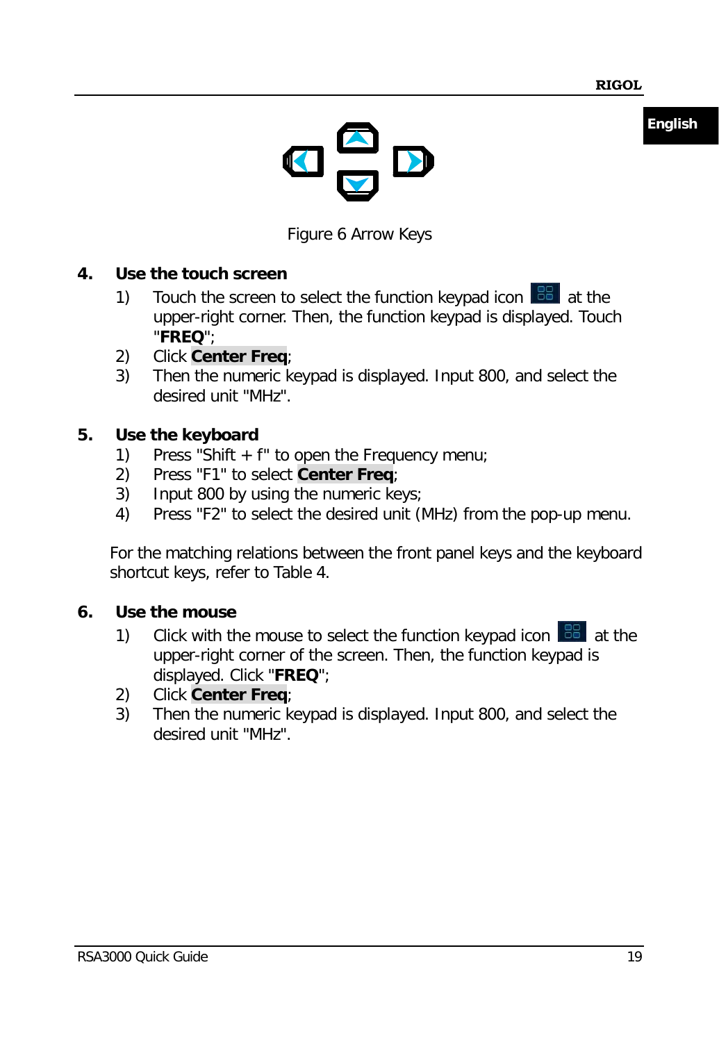Figure 6 Arrow Keys

4. **Use the touch screen**
   1) Touch the screen to select the function keypad icon at the upper-right corner. Then, the function keypad is displayed. Touch "**FREQ**";
   2) Click **Center Freq**;
   3) Then the numeric keypad is displayed. Input 800, and select the desired unit "MHz".

5. **Use the keyboard**
   1) Press "Shift + f" to open the Frequency menu;
   2) Press "F1" to select **Center Freq**;
   3) Input 800 by using the numeric keys;
   4) Press "F2" to select the desired unit (MHz) from the pop-up menu.

   For the matching relations between the front panel keys and the keyboard shortcut keys, refer to Table 4.

6. **Use the mouse**
   1) Click with the mouse to select the function keypad icon at the upper-right corner of the screen. Then, the function keypad is displayed. Click "**FREQ**";
   2) Click **Center Freq**;
   3) Then the numeric keypad is displayed. Input 800, and select the desired unit "MHz".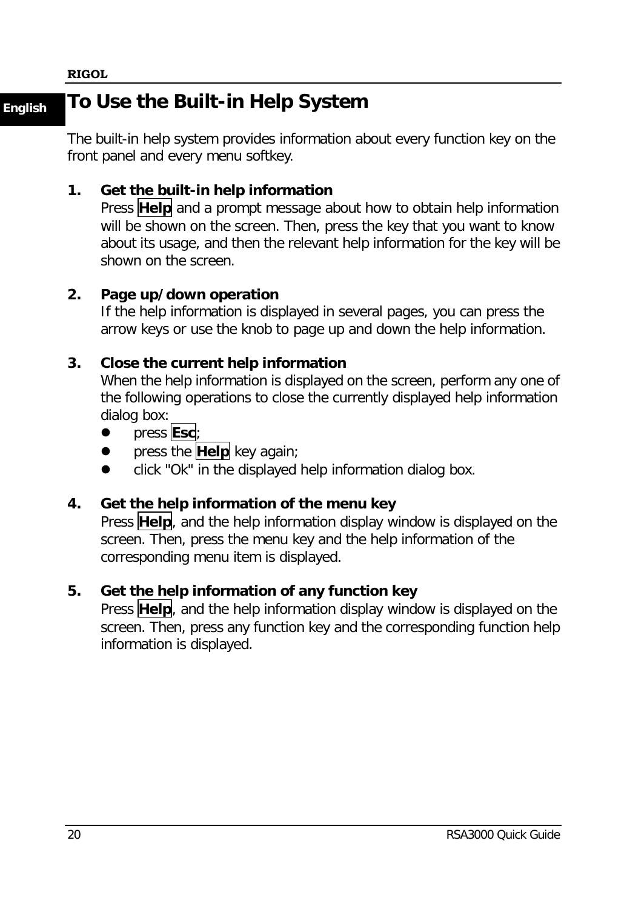# To Use the Built-in Help System

The built-in help system provides information about every function key on the front panel and every menu softkey.

1. **Get the built-in help information**
   Press **Help** and a prompt message about how to obtain help information will be shown on the screen. Then, press the key that you want to know about its usage, and then the relevant help information for the key will be shown on the screen.

2. **Page up/down operation**
   If the help information is displayed in several pages, you can press the arrow keys or use the knob to page up and down the help information.

3. **Close the current help information**
   When the help information is displayed on the screen, perform any one of the following operations to close the currently displayed help information dialog box:
   - press **Esc**;
   - press the **Help** key again;
   - click "Ok" in the displayed help information dialog box.

4. **Get the help information of the menu key**
   Press **Help**, and the help information display window is displayed on the screen. Then, press the menu key and the help information of the corresponding menu item is displayed.

5. **Get the help information of any function key**
   Press **Help**, and the help information display window is displayed on the screen. Then, press any function key and the corresponding function help information is displayed.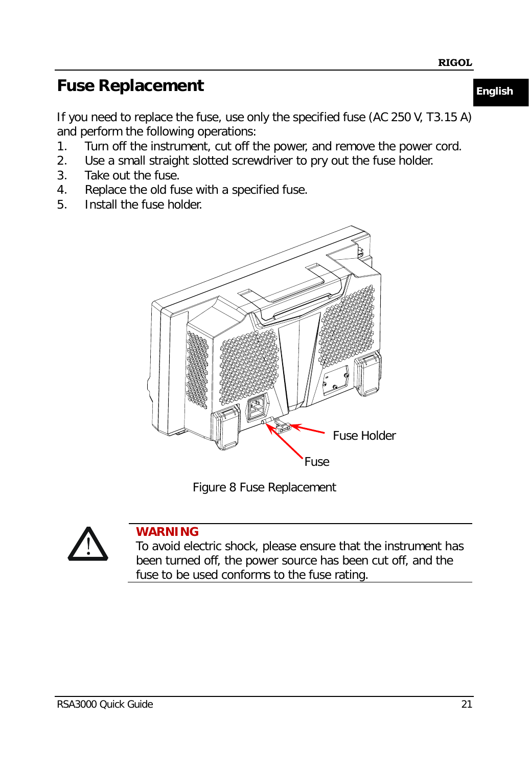# Fuse Replacement

If you need to replace the fuse, use only the specified fuse (AC 250 V, T3.15 A) and perform the following operations:

1. Turn off the instrument, cut off the power, and remove the power cord.
2. Use a small straight slotted screwdriver to pry out the fuse holder.
3. Take out the fuse.
4. Replace the old fuse with a specified fuse.
5. Install the fuse holder.

Fuse Holder

Fuse

Figure 8 Fuse Replacement

**WARNING**

To avoid electric shock, please ensure that the instrument has been turned off, the power source has been cut off, and the fuse to be used conforms to the fuse rating.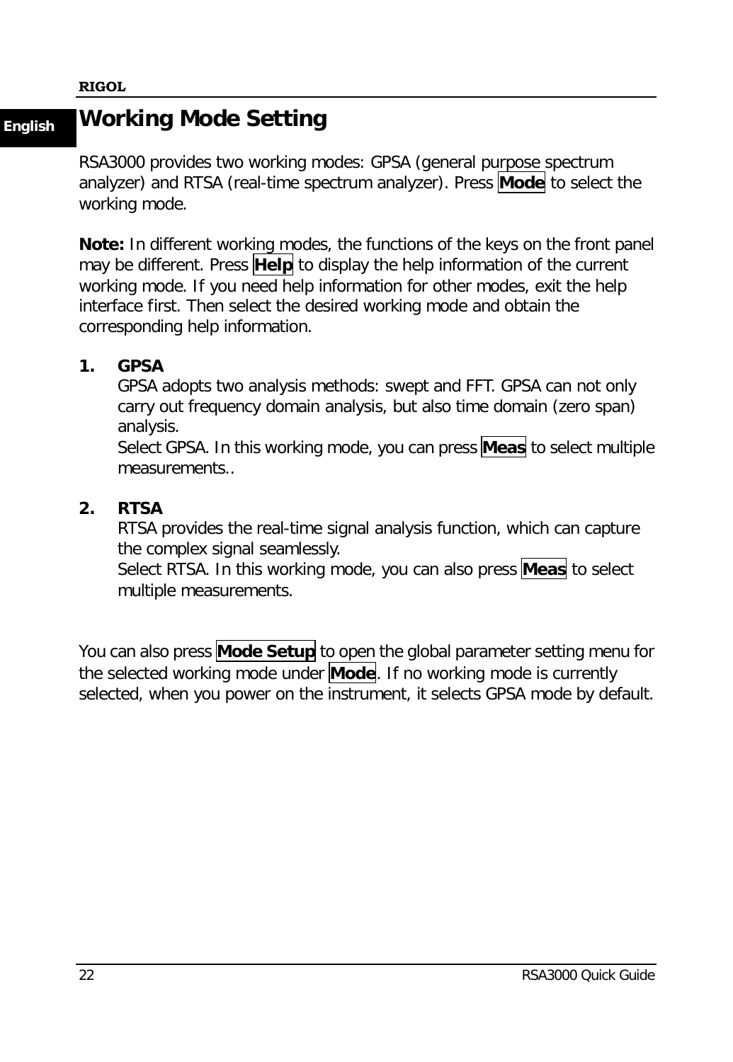## Working Mode Setting

RSA3000 provides two working modes: GPSA (general purpose spectrum analyzer) and RTSA (real-time spectrum analyzer). Press **Mode** to select the working mode.

**Note:** In different working modes, the functions of the keys on the front panel may be different. Press **Help** to display the help information of the current working mode. If you need help information for other modes, exit the help interface first. Then select the desired working mode and obtain the corresponding help information.

1. **GPSA**
   GPSA adopts two analysis methods: swept and FFT. GPSA can not only carry out frequency domain analysis, but also time domain (zero span) analysis.
   Select GPSA. In this working mode, you can press **Meas** to select multiple measurements..

2. **RTSA**
   RTSA provides the real-time signal analysis function, which can capture the complex signal seamlessly.
   Select RTSA. In this working mode, you can also press **Meas** to select multiple measurements.

You can also press **Mode Setup** to open the global parameter setting menu for the selected working mode under **Mode**. If no working mode is currently selected, when you power on the instrument, it selects GPSA mode by default.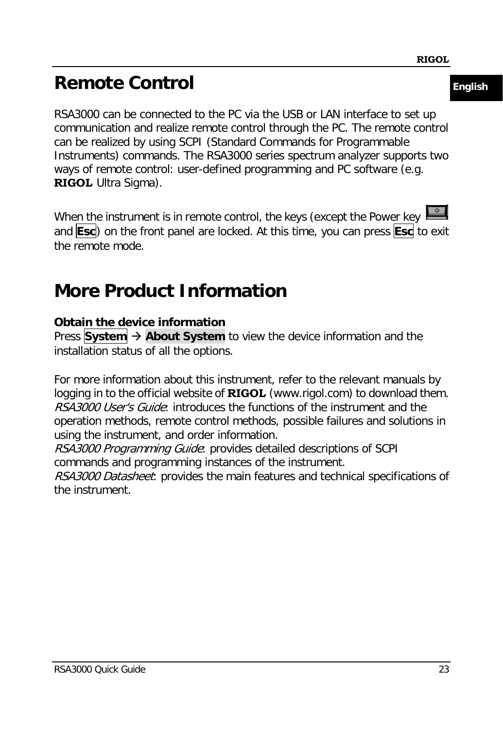# Remote Control

RSA3000 can be connected to the PC via the USB or LAN interface to set up communication and realize remote control through the PC. The remote control can be realized by using SCPI (Standard Commands for Programmable Instruments) commands. The RSA3000 series spectrum analyzer supports two ways of remote control: user-defined programming and PC software (e.g. **RIGOL** Ultra Sigma).

When the instrument is in remote control, the keys (except the Power key and **Esc**) on the front panel are locked. At this time, you can press **Esc** to exit the remote mode.

# More Product Information

**Obtain the device information**

Press **System** → **About System** to view the device information and the installation status of all the options.

For more information about this instrument, refer to the relevant manuals by logging in to the official website of **RIGOL** (www.rigol.com) to download them.

*RSA3000 User's Guide*: introduces the functions of the instrument and the operation methods, remote control methods, possible failures and solutions in using the instrument, and order information.

*RSA3000 Programming Guide*: provides detailed descriptions of SCPI commands and programming instances of the instrument.

*RSA3000 Datasheet*: provides the main features and technical specifications of the instrument.